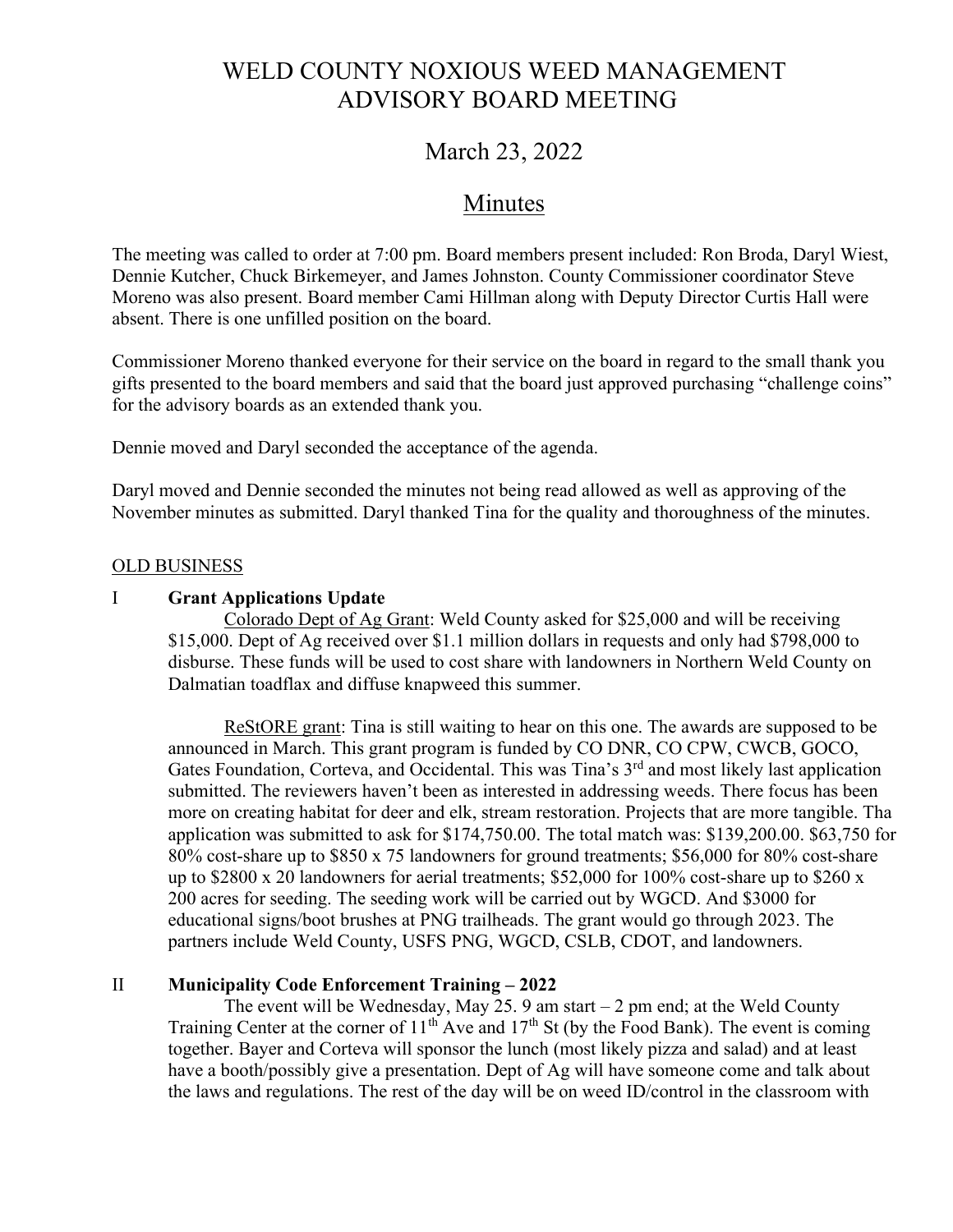# WELD COUNTY NOXIOUS WEED MANAGEMENT ADVISORY BOARD MEETING

## March 23, 2022

## Minutes

The meeting was called to order at 7:00 pm. Board members present included: Ron Broda, Daryl Wiest, Dennie Kutcher, Chuck Birkemeyer, and James Johnston. County Commissioner coordinator Steve Moreno was also present. Board member Cami Hillman along with Deputy Director Curtis Hall were absent. There is one unfilled position on the board.

Commissioner Moreno thanked everyone for their service on the board in regard to the small thank you gifts presented to the board members and said that the board just approved purchasing "challenge coins" for the advisory boards as an extended thank you.

Dennie moved and Daryl seconded the acceptance of the agenda.

Daryl moved and Dennie seconded the minutes not being read allowed as well as approving of the November minutes as submitted. Daryl thanked Tina for the quality and thoroughness of the minutes.

<u>OLD BUSINESS</u>

I **Grant Applications Update**

<u>Colorado Dept of Ag Grant</u>: Weld County asked for $25,000 and will be receiving $15,000. Dept of Ag received over $1.1 million dollars in requests and only had $798,000 to disburse. These funds will be used to cost share with landowners in Northern Weld County on Dalmatian toadflax and diffuse knapweed this summer.

<u>ReStORE grant</u>: Tina is still waiting to hear on this one. The awards are supposed to be announced in March. This grant program is funded by CO DNR, CO CPW, CWCB, GOCO, Gates Foundation, Corteva, and Occidental. This was Tina's 3rd and most likely last application submitted. The reviewers haven't been as interested in addressing weeds. There focus has been more on creating habitat for deer and elk, stream restoration. Projects that are more tangible. Tha application was submitted to ask for $174,750.00. The total match was: $139,200.00. $63,750 for 80% cost-share up to $850 x 75 landowners for ground treatments; $56,000 for 80% cost-share up to $2800 x 20 landowners for aerial treatments; $52,000 for 100% cost-share up to $260 x 200 acres for seeding. The seeding work will be carried out by WGCD. And $3000 for educational signs/boot brushes at PNG trailheads. The grant would go through 2023. The partners include Weld County, USFS PNG, WGCD, CSLB, CDOT, and landowners.

II **Municipality Code Enforcement Training – 2022**

The event will be Wednesday, May 25. 9 am start – 2 pm end; at the Weld County Training Center at the corner of 11th Ave and 17th St (by the Food Bank). The event is coming together. Bayer and Corteva will sponsor the lunch (most likely pizza and salad) and at least have a booth/possibly give a presentation. Dept of Ag will have someone come and talk about the laws and regulations. The rest of the day will be on weed ID/control in the classroom with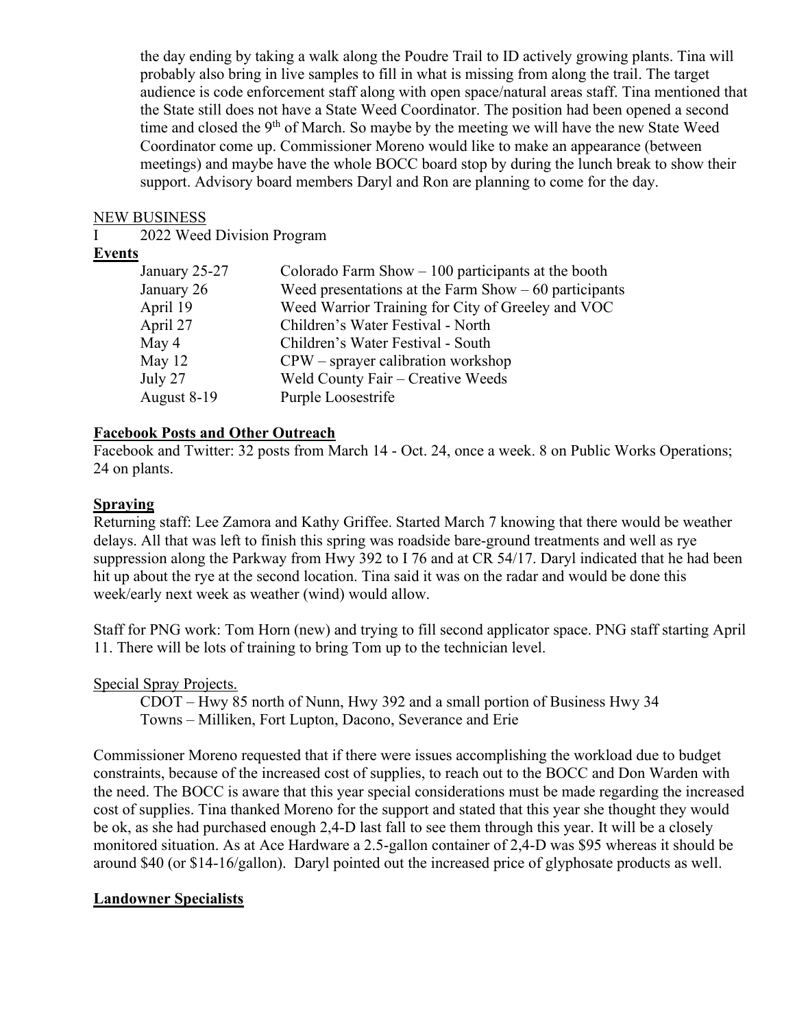the day ending by taking a walk along the Poudre Trail to ID actively growing plants. Tina will probably also bring in live samples to fill in what is missing from along the trail. The target audience is code enforcement staff along with open space/natural areas staff. Tina mentioned that the State still does not have a State Weed Coordinator. The position had been opened a second time and closed the 9th of March. So maybe by the meeting we will have the new State Weed Coordinator come up. Commissioner Moreno would like to make an appearance (between meetings) and maybe have the whole BOCC board stop by during the lunch break to show their support. Advisory board members Daryl and Ron are planning to come for the day.

NEW BUSINESS

I 2022 Weed Division Program

**Events**

| | |
|---|---|
| January 25-27 | Colorado Farm Show – 100 participants at the booth |
| January 26 | Weed presentations at the Farm Show – 60 participants |
| April 19 | Weed Warrior Training for City of Greeley and VOC |
| April 27 | Children's Water Festival - North |
| May 4 | Children's Water Festival - South |
| May 12 | CPW – sprayer calibration workshop |
| July 27 | Weld County Fair – Creative Weeds |
| August 8-19 | Purple Loosestrife |

**Facebook Posts and Other Outreach**

Facebook and Twitter: 32 posts from March 14 - Oct. 24, once a week. 8 on Public Works Operations; 24 on plants.

**Spraying**

Returning staff: Lee Zamora and Kathy Griffee. Started March 7 knowing that there would be weather delays. All that was left to finish this spring was roadside bare-ground treatments and well as rye suppression along the Parkway from Hwy 392 to I 76 and at CR 54/17. Daryl indicated that he had been hit up about the rye at the second location. Tina said it was on the radar and would be done this week/early next week as weather (wind) would allow.

Staff for PNG work: Tom Horn (new) and trying to fill second applicator space. PNG staff starting April 11. There will be lots of training to bring Tom up to the technician level.

Special Spray Projects.

CDOT – Hwy 85 north of Nunn, Hwy 392 and a small portion of Business Hwy 34
Towns – Milliken, Fort Lupton, Dacono, Severance and Erie

Commissioner Moreno requested that if there were issues accomplishing the workload due to budget constraints, because of the increased cost of supplies, to reach out to the BOCC and Don Warden with the need. The BOCC is aware that this year special considerations must be made regarding the increased cost of supplies. Tina thanked Moreno for the support and stated that this year she thought they would be ok, as she had purchased enough 2,4-D last fall to see them through this year. It will be a closely monitored situation. As at Ace Hardware a 2.5-gallon container of 2,4-D was $95 whereas it should be around $40 (or $14-16/gallon). Daryl pointed out the increased price of glyphosate products as well.

**Landowner Specialists**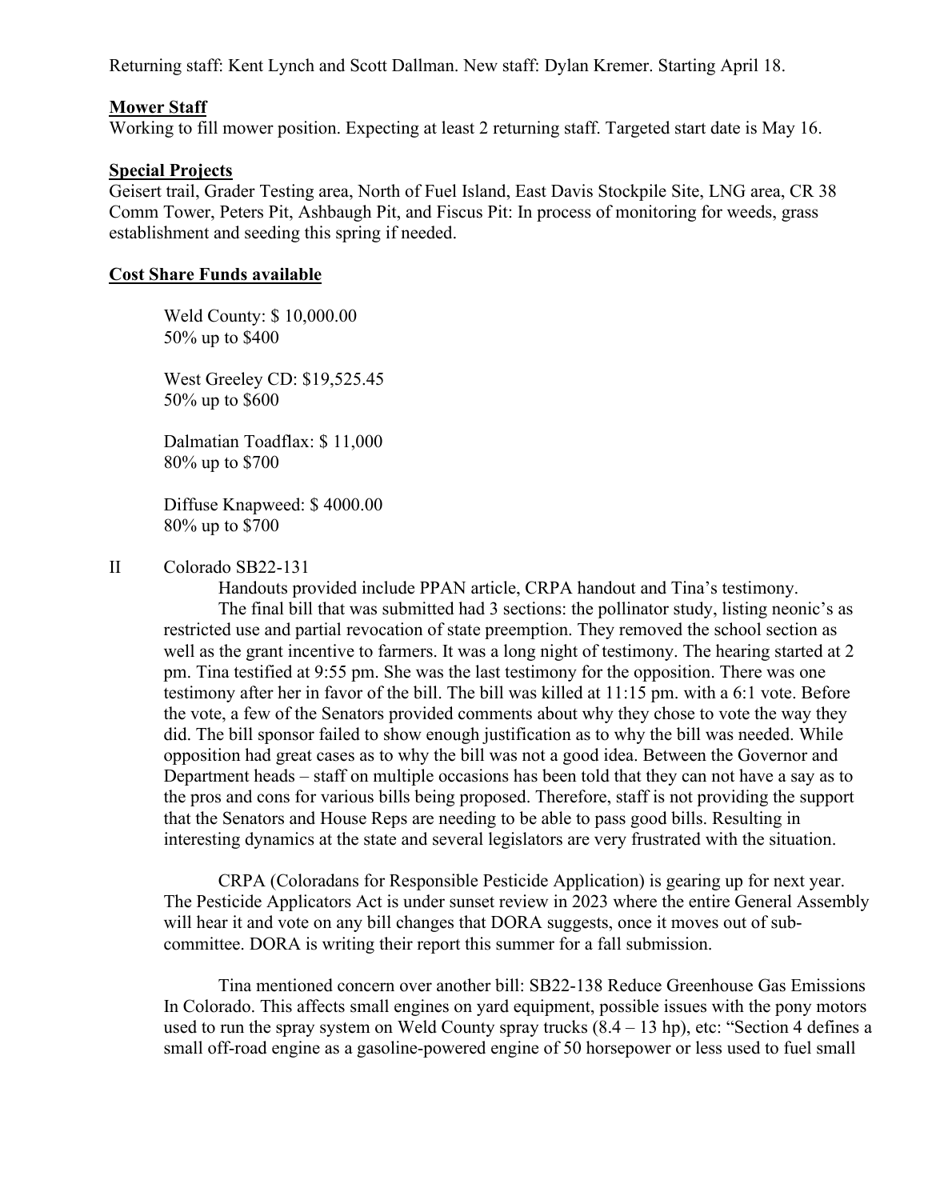Returning staff: Kent Lynch and Scott Dallman. New staff: Dylan Kremer. Starting April 18.

**Mower Staff**

Working to fill mower position. Expecting at least 2 returning staff. Targeted start date is May 16.

**Special Projects**

Geisert trail, Grader Testing area, North of Fuel Island, East Davis Stockpile Site, LNG area, CR 38 Comm Tower, Peters Pit, Ashbaugh Pit, and Fiscus Pit: In process of monitoring for weeds, grass establishment and seeding this spring if needed.

**Cost Share Funds available**

Weld County: $ 10,000.00
50% up to $400

West Greeley CD: $19,525.45
50% up to $600

Dalmatian Toadflax: $ 11,000
80% up to $700

Diffuse Knapweed: $ 4000.00
80% up to $700

II Colorado SB22-131

Handouts provided include PPAN article, CRPA handout and Tina's testimony.

The final bill that was submitted had 3 sections: the pollinator study, listing neonic's as restricted use and partial revocation of state preemption. They removed the school section as well as the grant incentive to farmers. It was a long night of testimony. The hearing started at 2 pm. Tina testified at 9:55 pm. She was the last testimony for the opposition. There was one testimony after her in favor of the bill. The bill was killed at 11:15 pm. with a 6:1 vote. Before the vote, a few of the Senators provided comments about why they chose to vote the way they did. The bill sponsor failed to show enough justification as to why the bill was needed. While opposition had great cases as to why the bill was not a good idea. Between the Governor and Department heads – staff on multiple occasions has been told that they can not have a say as to the pros and cons for various bills being proposed. Therefore, staff is not providing the support that the Senators and House Reps are needing to be able to pass good bills. Resulting in interesting dynamics at the state and several legislators are very frustrated with the situation.

CRPA (Coloradans for Responsible Pesticide Application) is gearing up for next year. The Pesticide Applicators Act is under sunset review in 2023 where the entire General Assembly will hear it and vote on any bill changes that DORA suggests, once it moves out of sub-committee. DORA is writing their report this summer for a fall submission.

Tina mentioned concern over another bill: SB22-138 Reduce Greenhouse Gas Emissions In Colorado. This affects small engines on yard equipment, possible issues with the pony motors used to run the spray system on Weld County spray trucks (8.4 – 13 hp), etc: "Section 4 defines a small off-road engine as a gasoline-powered engine of 50 horsepower or less used to fuel small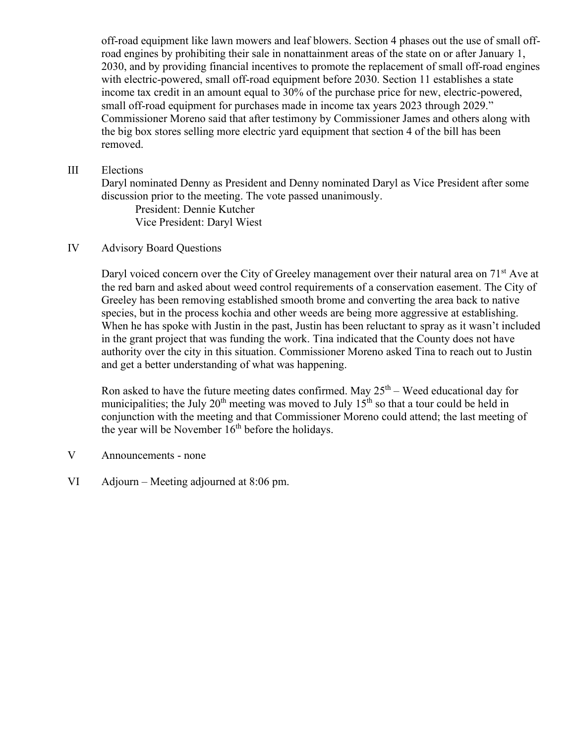off-road equipment like lawn mowers and leaf blowers. Section 4 phases out the use of small off-road engines by prohibiting their sale in nonattainment areas of the state on or after January 1, 2030, and by providing financial incentives to promote the replacement of small off-road engines with electric-powered, small off-road equipment before 2030. Section 11 establishes a state income tax credit in an amount equal to 30% of the purchase price for new, electric-powered, small off-road equipment for purchases made in income tax years 2023 through 2029." Commissioner Moreno said that after testimony by Commissioner James and others along with the big box stores selling more electric yard equipment that section 4 of the bill has been removed.

III Elections

Daryl nominated Denny as President and Denny nominated Daryl as Vice President after some discussion prior to the meeting. The vote passed unanimously.

President: Dennie Kutcher
Vice President: Daryl Wiest

IV Advisory Board Questions

Daryl voiced concern over the City of Greeley management over their natural area on 71st Ave at the red barn and asked about weed control requirements of a conservation easement. The City of Greeley has been removing established smooth brome and converting the area back to native species, but in the process kochia and other weeds are being more aggressive at establishing. When he has spoke with Justin in the past, Justin has been reluctant to spray as it wasn't included in the grant project that was funding the work. Tina indicated that the County does not have authority over the city in this situation. Commissioner Moreno asked Tina to reach out to Justin and get a better understanding of what was happening.

Ron asked to have the future meeting dates confirmed. May 25th – Weed educational day for municipalities; the July 20th meeting was moved to July 15th so that a tour could be held in conjunction with the meeting and that Commissioner Moreno could attend; the last meeting of the year will be November 16th before the holidays.

V Announcements - none

VI Adjourn – Meeting adjourned at 8:06 pm.